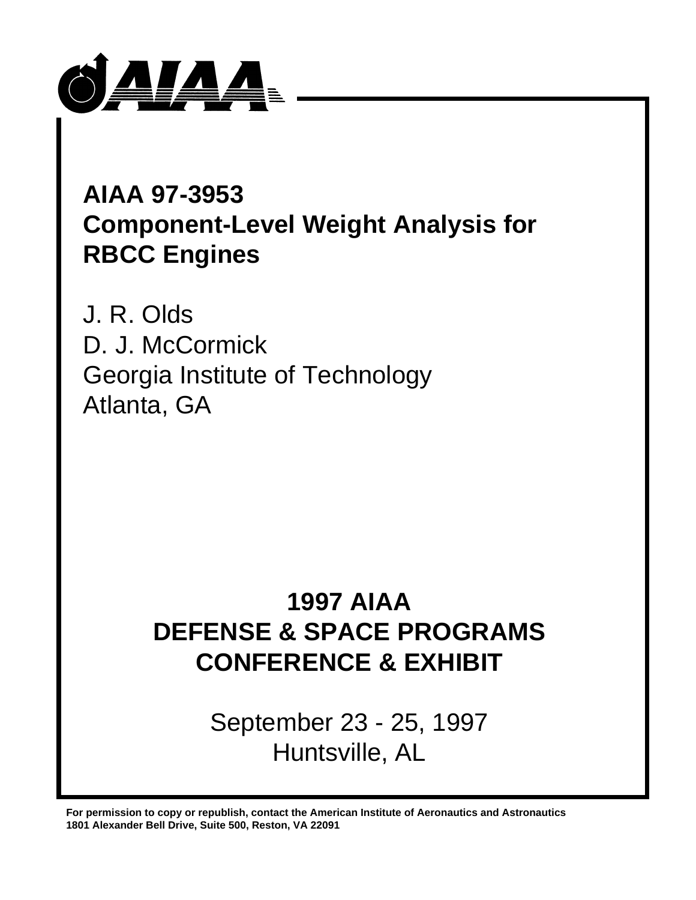AIAA

# AIAA 97-3953
# Component-Level Weight Analysis for RBCC Engines

J. R. Olds
D. J. McCormick
Georgia Institute of Technology
Atlanta, GA

## 1997 AIAA DEFENSE & SPACE PROGRAMS CONFERENCE & EXHIBIT

September 23 - 25, 1997
Huntsville, AL

**For permission to copy or republish, contact the American Institute of Aeronautics and Astronautics 1801 Alexander Bell Drive, Suite 500, Reston, VA 22091**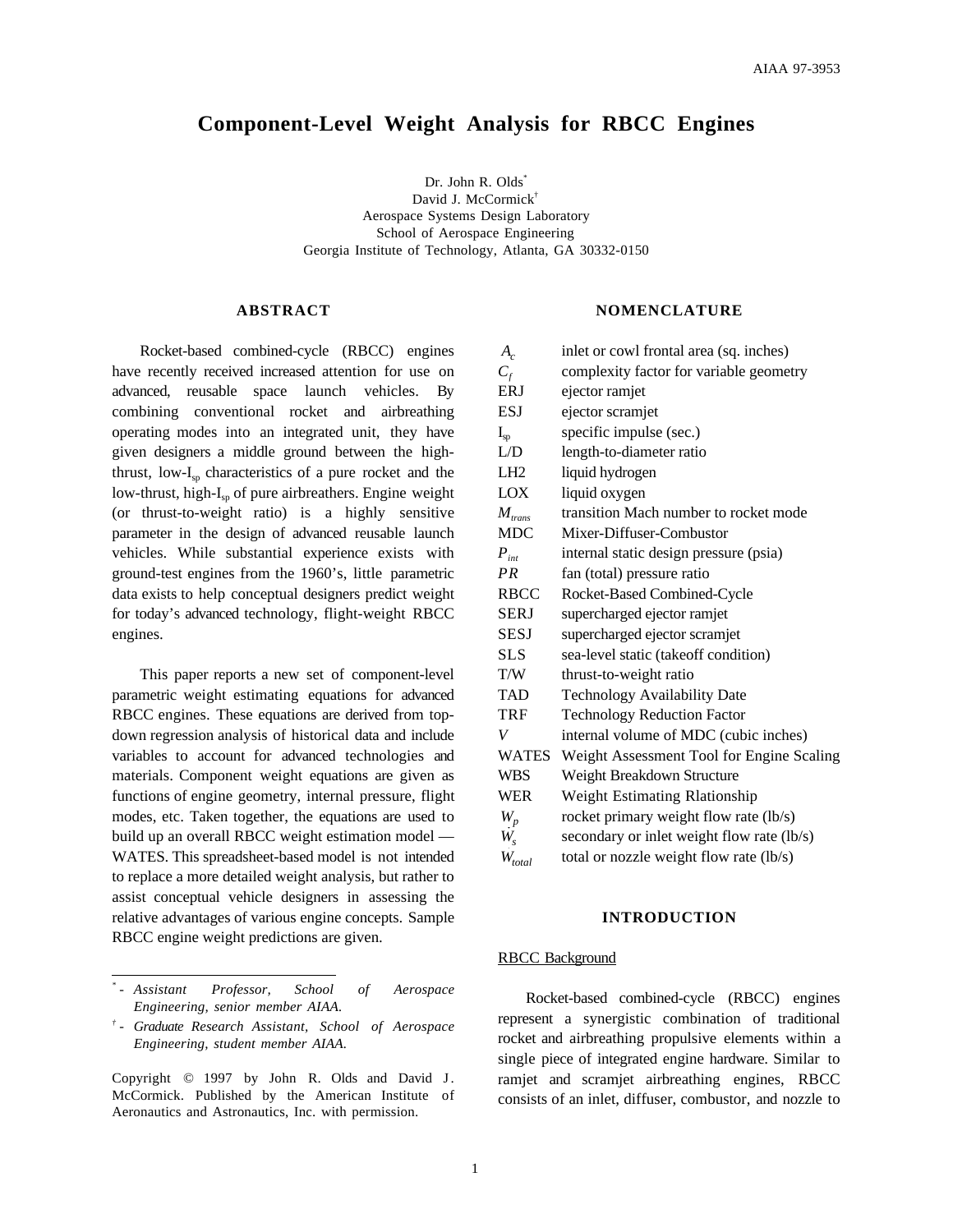# Component-Level Weight Analysis for RBCC Engines

Dr. John R. Olds[*]
David J. McCormick[†]
Aerospace Systems Design Laboratory
School of Aerospace Engineering
Georgia Institute of Technology, Atlanta, GA 30332-0150

## ABSTRACT

Rocket-based combined-cycle (RBCC) engines have recently received increased attention for use on advanced, reusable space launch vehicles. By combining conventional rocket and airbreathing operating modes into an integrated unit, they have given designers a middle ground between the high-thrust, low-$I_{sp}$ characteristics of a pure rocket and the low-thrust, high-$I_{sp}$ of pure airbreathers. Engine weight (or thrust-to-weight ratio) is a highly sensitive parameter in the design of advanced reusable launch vehicles. While substantial experience exists with ground-test engines from the 1960's, little parametric data exists to help conceptual designers predict weight for today's advanced technology, flight-weight RBCC engines.

This paper reports a new set of component-level parametric weight estimating equations for advanced RBCC engines. These equations are derived from top-down regression analysis of historical data and include variables to account for advanced technologies and materials. Component weight equations are given as functions of engine geometry, internal pressure, flight modes, etc. Taken together, the equations are used to build up an overall RBCC weight estimation model — WATES. This spreadsheet-based model is not intended to replace a more detailed weight analysis, but rather to assist conceptual vehicle designers in assessing the relative advantages of various engine concepts. Sample RBCC engine weight predictions are given.

[*] - *Assistant Professor, School of Aerospace Engineering, senior member AIAA.*

[†] - *Graduate Research Assistant, School of Aerospace Engineering, student member AIAA.*

Copyright © 1997 by John R. Olds and David J. McCormick. Published by the American Institute of Aeronautics and Astronautics, Inc. with permission.

## NOMENCLATURE

| | |
|---|---|
| $A_c$ | inlet or cowl frontal area (sq. inches) |
| $C_f$ | complexity factor for variable geometry |
| ERJ | ejector ramjet |
| ESJ | ejector scramjet |
| $I_{sp}$ | specific impulse (sec.) |
| L/D | length-to-diameter ratio |
| LH2 | liquid hydrogen |
| LOX | liquid oxygen |
| $M_{trans}$ | transition Mach number to rocket mode |
| MDC | Mixer-Diffuser-Combustor |
| $P_{int}$ | internal static design pressure (psia) |
| $PR$ | fan (total) pressure ratio |
| RBCC | Rocket-Based Combined-Cycle |
| SERJ | supercharged ejector ramjet |
| SESJ | supercharged ejector scramjet |
| SLS | sea-level static (takeoff condition) |
| T/W | thrust-to-weight ratio |
| TAD | Technology Availability Date |
| TRF | Technology Reduction Factor |
| $V$ | internal volume of MDC (cubic inches) |
| WATES | Weight Assessment Tool for Engine Scaling |
| WBS | Weight Breakdown Structure |
| WER | Weight Estimating Rlationship |
| $\dot{W}_p$ | rocket primary weight flow rate (lb/s) |
| $\dot{W}_s$ | secondary or inlet weight flow rate (lb/s) |
| $\dot{W}_{total}$ | total or nozzle weight flow rate (lb/s) |

## INTRODUCTION

### RBCC Background

Rocket-based combined-cycle (RBCC) engines represent a synergistic combination of traditional rocket and airbreathing propulsive elements within a single piece of integrated engine hardware. Similar to ramjet and scramjet airbreathing engines, RBCC consists of an inlet, diffuser, combustor, and nozzle to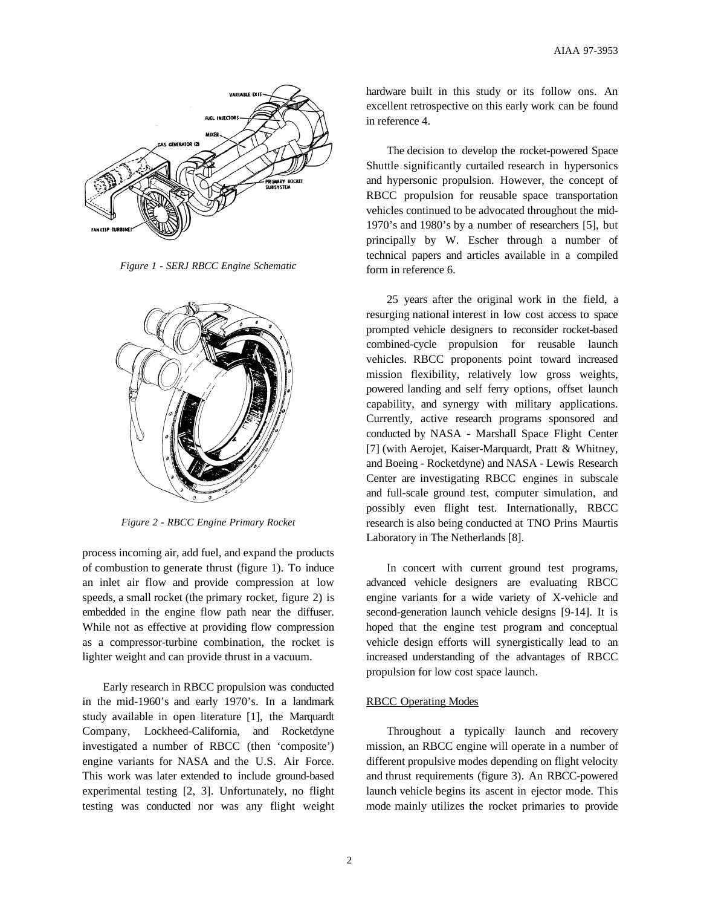*Figure 1 - SERJ RBCC Engine Schematic*

*Figure 2 - RBCC Engine Primary Rocket*

process incoming air, add fuel, and expand the products of combustion to generate thrust (figure 1). To induce an inlet air flow and provide compression at low speeds, a small rocket (the primary rocket, figure 2) is embedded in the engine flow path near the diffuser. While not as effective at providing flow compression as a compressor-turbine combination, the rocket is lighter weight and can provide thrust in a vacuum.

Early research in RBCC propulsion was conducted in the mid-1960's and early 1970's. In a landmark study available in open literature [1], the Marquardt Company, Lockheed-California, and Rocketdyne investigated a number of RBCC (then 'composite') engine variants for NASA and the U.S. Air Force. This work was later extended to include ground-based experimental testing [2, 3]. Unfortunately, no flight testing was conducted nor was any flight weight hardware built in this study or its follow ons. An excellent retrospective on this early work can be found in reference 4.

The decision to develop the rocket-powered Space Shuttle significantly curtailed research in hypersonics and hypersonic propulsion. However, the concept of RBCC propulsion for reusable space transportation vehicles continued to be advocated throughout the mid-1970's and 1980's by a number of researchers [5], but principally by W. Escher through a number of technical papers and articles available in a compiled form in reference 6.

25 years after the original work in the field, a resurging national interest in low cost access to space prompted vehicle designers to reconsider rocket-based combined-cycle propulsion for reusable launch vehicles. RBCC proponents point toward increased mission flexibility, relatively low gross weights, powered landing and self ferry options, offset launch capability, and synergy with military applications. Currently, active research programs sponsored and conducted by NASA - Marshall Space Flight Center [7] (with Aerojet, Kaiser-Marquardt, Pratt & Whitney, and Boeing - Rocketdyne) and NASA - Lewis Research Center are investigating RBCC engines in subscale and full-scale ground test, computer simulation, and possibly even flight test. Internationally, RBCC research is also being conducted at TNO Prins Maurtis Laboratory in The Netherlands [8].

In concert with current ground test programs, advanced vehicle designers are evaluating RBCC engine variants for a wide variety of X-vehicle and second-generation launch vehicle designs [9-14]. It is hoped that the engine test program and conceptual vehicle design efforts will synergistically lead to an increased understanding of the advantages of RBCC propulsion for low cost space launch.

## RBCC Operating Modes

Throughout a typically launch and recovery mission, an RBCC engine will operate in a number of different propulsive modes depending on flight velocity and thrust requirements (figure 3). An RBCC-powered launch vehicle begins its ascent in ejector mode. This mode mainly utilizes the rocket primaries to provide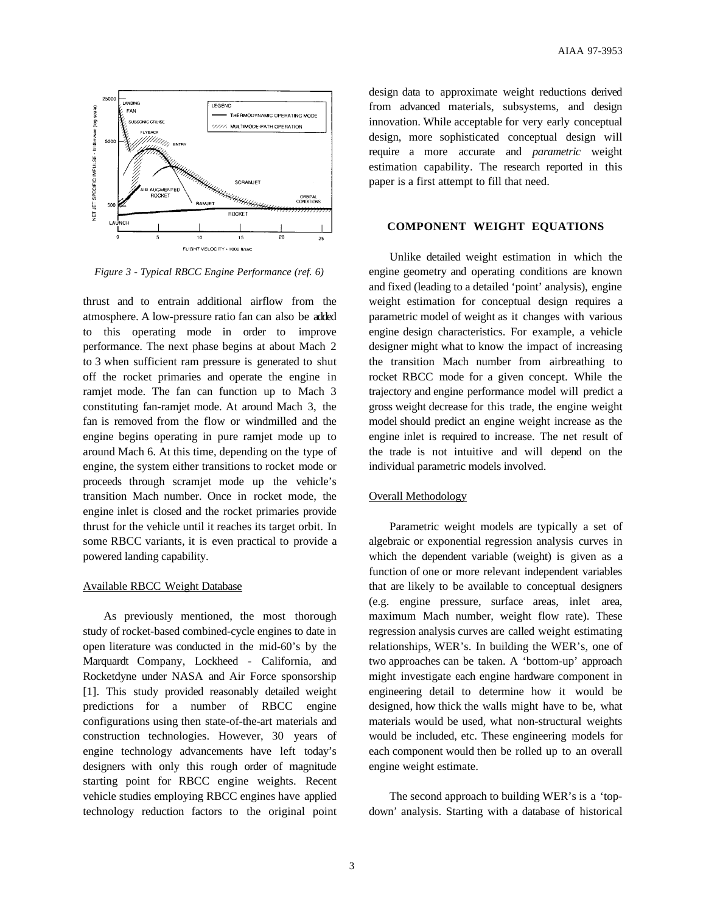25000

LANDING

FAN

SUBSONIC CRUISE

FLYBACK

5000

ENTRY

LEGEND

THERMODYNAMIC OPERATING MODE

MULTIMODE-PATH OPERATION

SCRAMJET

AIR AUGMENTED ROCKET

RAMJET

ORBITAL CONDITIONS

500

ROCKET

LAUNCH

0 5 10 15 20 25

NET JET SPECIFIC IMPULSE - lbf/lbm/sec (log scale)

FLIGHT VELOCITY - 1000 ft/sec

*Figure 3 - Typical RBCC Engine Performance (ref. 6)*

thrust and to entrain additional airflow from the atmosphere. A low-pressure ratio fan can also be added to this operating mode in order to improve performance. The next phase begins at about Mach 2 to 3 when sufficient ram pressure is generated to shut off the rocket primaries and operate the engine in ramjet mode. The fan can function up to Mach 3 constituting fan-ramjet mode. At around Mach 3, the fan is removed from the flow or windmilled and the engine begins operating in pure ramjet mode up to around Mach 6. At this time, depending on the type of engine, the system either transitions to rocket mode or proceeds through scramjet mode up the vehicle's transition Mach number. Once in rocket mode, the engine inlet is closed and the rocket primaries provide thrust for the vehicle until it reaches its target orbit. In some RBCC variants, it is even practical to provide a powered landing capability.

Available RBCC Weight Database

As previously mentioned, the most thorough study of rocket-based combined-cycle engines to date in open literature was conducted in the mid-60's by the Marquardt Company, Lockheed - California, and Rocketdyne under NASA and Air Force sponsorship [1]. This study provided reasonably detailed weight predictions for a number of RBCC engine configurations using then state-of-the-art materials and construction technologies. However, 30 years of engine technology advancements have left today's designers with only this rough order of magnitude starting point for RBCC engine weights. Recent vehicle studies employing RBCC engines have applied technology reduction factors to the original point design data to approximate weight reductions derived from advanced materials, subsystems, and design innovation. While acceptable for very early conceptual design, more sophisticated conceptual design will require a more accurate and *parametric* weight estimation capability. The research reported in this paper is a first attempt to fill that need.

## COMPONENT WEIGHT EQUATIONS

Unlike detailed weight estimation in which the engine geometry and operating conditions are known and fixed (leading to a detailed 'point' analysis), engine weight estimation for conceptual design requires a parametric model of weight as it changes with various engine design characteristics. For example, a vehicle designer might what to know the impact of increasing the transition Mach number from airbreathing to rocket RBCC mode for a given concept. While the trajectory and engine performance model will predict a gross weight decrease for this trade, the engine weight model should predict an engine weight increase as the engine inlet is required to increase. The net result of the trade is not intuitive and will depend on the individual parametric models involved.

Overall Methodology

Parametric weight models are typically a set of algebraic or exponential regression analysis curves in which the dependent variable (weight) is given as a function of one or more relevant independent variables that are likely to be available to conceptual designers (e.g. engine pressure, surface areas, inlet area, maximum Mach number, weight flow rate). These regression analysis curves are called weight estimating relationships, WER's. In building the WER's, one of two approaches can be taken. A 'bottom-up' approach might investigate each engine hardware component in engineering detail to determine how it would be designed, how thick the walls might have to be, what materials would be used, what non-structural weights would be included, etc. These engineering models for each component would then be rolled up to an overall engine weight estimate.

The second approach to building WER's is a 'top-down' analysis. Starting with a database of historical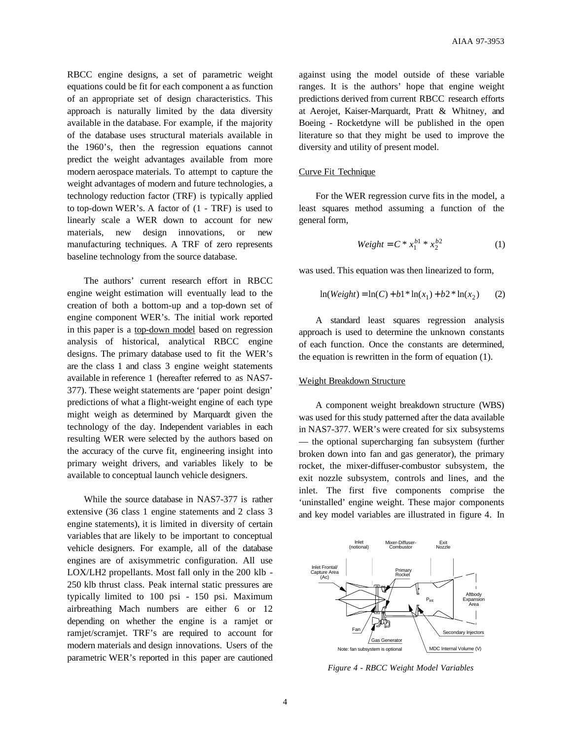RBCC engine designs, a set of parametric weight equations could be fit for each component a as function of an appropriate set of design characteristics. This approach is naturally limited by the data diversity available in the database. For example, if the majority of the database uses structural materials available in the 1960's, then the regression equations cannot predict the weight advantages available from more modern aerospace materials. To attempt to capture the weight advantages of modern and future technologies, a technology reduction factor (TRF) is typically applied to top-down WER's. A factor of (1 - TRF) is used to linearly scale a WER down to account for new materials, new design innovations, or new manufacturing techniques. A TRF of zero represents baseline technology from the source database.

The authors' current research effort in RBCC engine weight estimation will eventually lead to the creation of both a bottom-up and a top-down set of engine component WER's. The initial work reported in this paper is a top-down model based on regression analysis of historical, analytical RBCC engine designs. The primary database used to fit the WER's are the class 1 and class 3 engine weight statements available in reference 1 (hereafter referred to as NAS7-377). These weight statements are 'paper point design' predictions of what a flight-weight engine of each type might weigh as determined by Marquardt given the technology of the day. Independent variables in each resulting WER were selected by the authors based on the accuracy of the curve fit, engineering insight into primary weight drivers, and variables likely to be available to conceptual launch vehicle designers.

While the source database in NAS7-377 is rather extensive (36 class 1 engine statements and 2 class 3 engine statements), it is limited in diversity of certain variables that are likely to be important to conceptual vehicle designers. For example, all of the database engines are of axisymmetric configuration. All use LOX/LH2 propellants. Most fall only in the 200 klb - 250 klb thrust class. Peak internal static pressures are typically limited to 100 psi - 150 psi. Maximum airbreathing Mach numbers are either 6 or 12 depending on whether the engine is a ramjet or ramjet/scramjet. TRF's are required to account for modern materials and design innovations. Users of the parametric WER's reported in this paper are cautioned against using the model outside of these variable ranges. It is the authors' hope that engine weight predictions derived from current RBCC research efforts at Aerojet, Kaiser-Marquardt, Pratt & Whitney, and Boeing - Rocketdyne will be published in the open literature so that they might be used to improve the diversity and utility of present model.

### Curve Fit Technique

For the WER regression curve fits in the model, a least squares method assuming a function of the general form,

$$Weight = C * x_1^{b1} * x_2^{b2} \quad (1)$$

was used. This equation was then linearized to form,

$$\ln(Weight) = \ln(C) + b1 * \ln(x_1) + b2 * \ln(x_2) \quad (2)$$

A standard least squares regression analysis approach is used to determine the unknown constants of each function. Once the constants are determined, the equation is rewritten in the form of equation (1).

### Weight Breakdown Structure

A component weight breakdown structure (WBS) was used for this study patterned after the data available in NAS7-377. WER's were created for six subsystems — the optional supercharging fan subsystem (further broken down into fan and gas generator), the primary rocket, the mixer-diffuser-combustor subsystem, the exit nozzle subsystem, controls and lines, and the inlet. The first five components comprise the 'uninstalled' engine weight. These major components and key model variables are illustrated in figure 4. In

*Figure 4 - RBCC Weight Model Variables*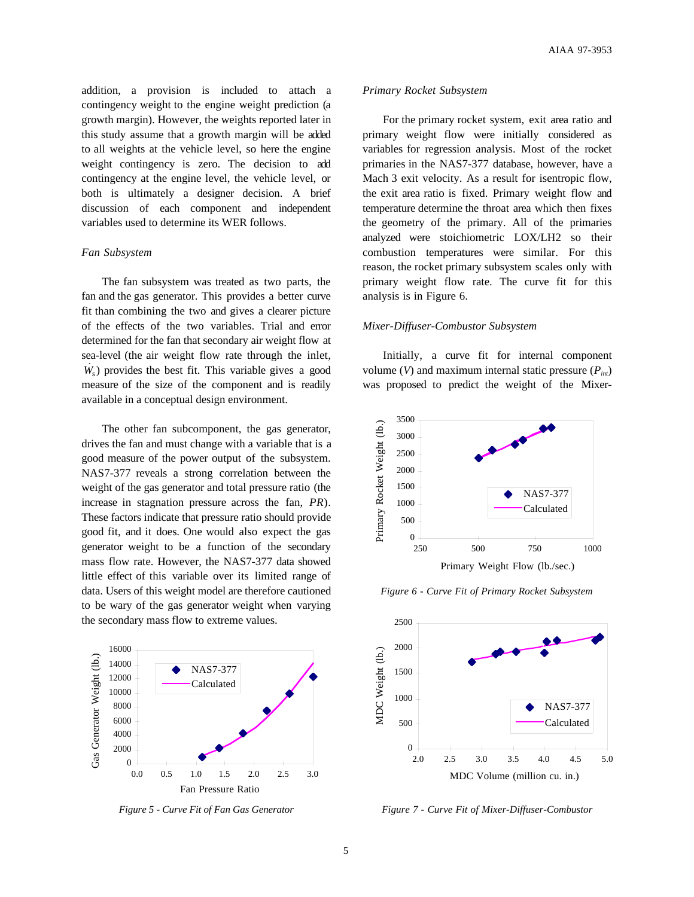addition, a provision is included to attach a contingency weight to the engine weight prediction (a growth margin). However, the weights reported later in this study assume that a growth margin will be added to all weights at the vehicle level, so here the engine weight contingency is zero. The decision to add contingency at the engine level, the vehicle level, or both is ultimately a designer decision. A brief discussion of each component and independent variables used to determine its WER follows.

*Fan Subsystem*

The fan subsystem was treated as two parts, the fan and the gas generator. This provides a better curve fit than combining the two and gives a clearer picture of the effects of the two variables. Trial and error determined for the fan that secondary air weight flow at sea-level (the air weight flow rate through the inlet, $\dot{W}_s$) provides the best fit. This variable gives a good measure of the size of the component and is readily available in a conceptual design environment.

The other fan subcomponent, the gas generator, drives the fan and must change with a variable that is a good measure of the power output of the subsystem. NAS7-377 reveals a strong correlation between the weight of the gas generator and total pressure ratio (the increase in stagnation pressure across the fan, *PR*). These factors indicate that pressure ratio should provide good fit, and it does. One would also expect the gas generator weight to be a function of the secondary mass flow rate. However, the NAS7-377 data showed little effect of this variable over its limited range of data. Users of this weight model are therefore cautioned to be wary of the gas generator weight when varying the secondary mass flow to extreme values.

*Figure 5 - Curve Fit of Fan Gas Generator*

*Primary Rocket Subsystem*

For the primary rocket system, exit area ratio and primary weight flow were initially considered as variables for regression analysis. Most of the rocket primaries in the NAS7-377 database, however, have a Mach 3 exit velocity. As a result for isentropic flow, the exit area ratio is fixed. Primary weight flow and temperature determine the throat area which then fixes the geometry of the primary. All of the primaries analyzed were stoichiometric LOX/LH2 so their combustion temperatures were similar. For this reason, the rocket primary subsystem scales only with primary weight flow rate. The curve fit for this analysis is in Figure 6.

*Figure 6 - Curve Fit of Primary Rocket Subsystem*

*Mixer-Diffuser-Combustor Subsystem*

Initially, a curve fit for internal component volume (*V*) and maximum internal static pressure ($P_{int}$) was proposed to predict the weight of the Mixer-

*Figure 7 - Curve Fit of Mixer-Diffuser-Combustor*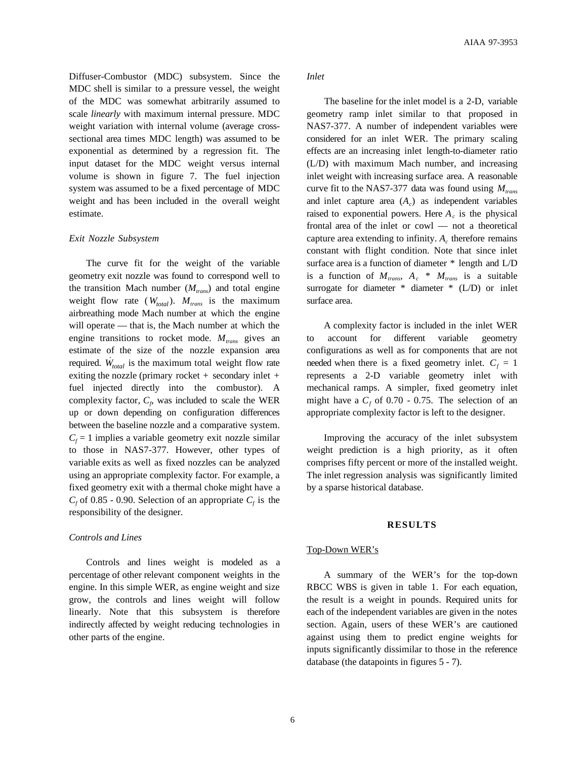Diffuser-Combustor (MDC) subsystem. Since the MDC shell is similar to a pressure vessel, the weight of the MDC was somewhat arbitrarily assumed to scale *linearly* with maximum internal pressure. MDC weight variation with internal volume (average cross-sectional area times MDC length) was assumed to be exponential as determined by a regression fit. The input dataset for the MDC weight versus internal volume is shown in figure 7. The fuel injection system was assumed to be a fixed percentage of MDC weight and has been included in the overall weight estimate.

*Exit Nozzle Subsystem*

The curve fit for the weight of the variable geometry exit nozzle was found to correspond well to the transition Mach number ($M_{trans}$) and total engine weight flow rate ($\dot{W}_{total}$). $M_{trans}$ is the maximum airbreathing mode Mach number at which the engine will operate — that is, the Mach number at which the engine transitions to rocket mode. $M_{trans}$ gives an estimate of the size of the nozzle expansion area required. $\dot{W}_{total}$ is the maximum total weight flow rate exiting the nozzle (primary rocket + secondary inlet + fuel injected directly into the combustor). A complexity factor, $C_f$, was included to scale the WER up or down depending on configuration differences between the baseline nozzle and a comparative system. $C_f = 1$ implies a variable geometry exit nozzle similar to those in NAS7-377. However, other types of variable exits as well as fixed nozzles can be analyzed using an appropriate complexity factor. For example, a fixed geometry exit with a thermal choke might have a $C_f$ of 0.85 - 0.90. Selection of an appropriate $C_f$ is the responsibility of the designer.

*Controls and Lines*

Controls and lines weight is modeled as a percentage of other relevant component weights in the engine. In this simple WER, as engine weight and size grow, the controls and lines weight will follow linearly. Note that this subsystem is therefore indirectly affected by weight reducing technologies in other parts of the engine.

*Inlet*

The baseline for the inlet model is a 2-D, variable geometry ramp inlet similar to that proposed in NAS7-377. A number of independent variables were considered for an inlet WER. The primary scaling effects are an increasing inlet length-to-diameter ratio (L/D) with maximum Mach number, and increasing inlet weight with increasing surface area. A reasonable curve fit to the NAS7-377 data was found using $M_{trans}$ and inlet capture area ($A_c$) as independent variables raised to exponential powers. Here $A_c$ is the physical frontal area of the inlet or cowl — not a theoretical capture area extending to infinity. $A_c$ therefore remains constant with flight condition. Note that since inlet surface area is a function of diameter * length and L/D is a function of $M_{trans}$, $A_c * M_{trans}$ is a suitable surrogate for diameter * diameter * (L/D) or inlet surface area.

A complexity factor is included in the inlet WER to account for different variable geometry configurations as well as for components that are not needed when there is a fixed geometry inlet. $C_f = 1$ represents a 2-D variable geometry inlet with mechanical ramps. A simpler, fixed geometry inlet might have a $C_f$ of 0.70 - 0.75. The selection of an appropriate complexity factor is left to the designer.

Improving the accuracy of the inlet subsystem weight prediction is a high priority, as it often comprises fifty percent or more of the installed weight. The inlet regression analysis was significantly limited by a sparse historical database.

## RESULTS

Top-Down WER's

A summary of the WER's for the top-down RBCC WBS is given in table 1. For each equation, the result is a weight in pounds. Required units for each of the independent variables are given in the notes section. Again, users of these WER's are cautioned against using them to predict engine weights for inputs significantly dissimilar to those in the reference database (the datapoints in figures 5 - 7).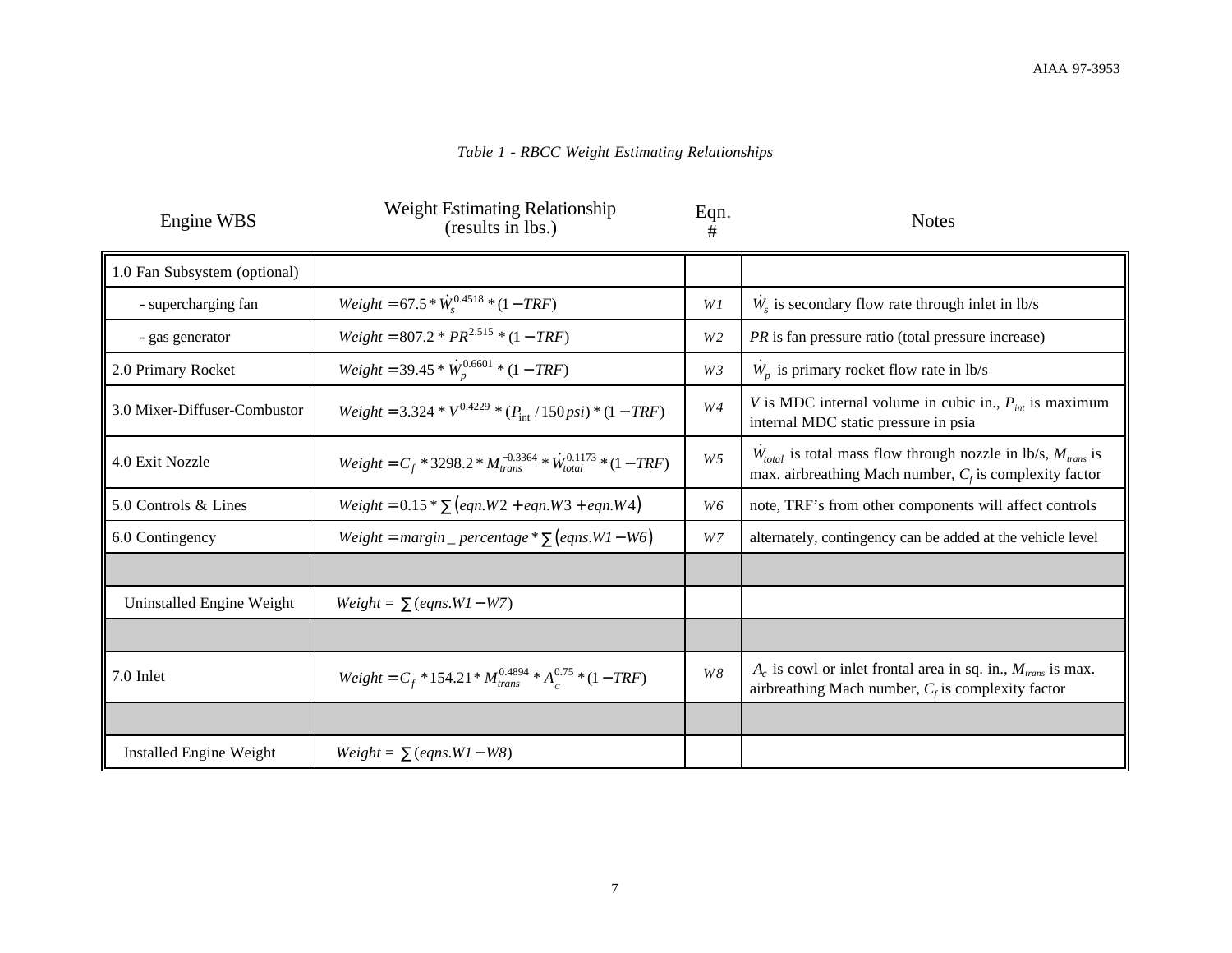*Table 1 - RBCC Weight Estimating Relationships*

| Engine WBS | Weight Estimating Relationship (results in lbs.) | Eqn. # | Notes |
|---|---|---|---|
| 1.0 Fan Subsystem (optional) | | | |
| - supercharging fan | $Weight = 67.5 * \dot{W}_s^{0.4518} * (1 - TRF)$ | *W1* | $\dot{W}_s$ is secondary flow rate through inlet in lb/s |
| - gas generator | $Weight = 807.2 * PR^{2.515} * (1 - TRF)$ | *W2* | $PR$ is fan pressure ratio (total pressure increase) |
| 2.0 Primary Rocket | $Weight = 39.45 * \dot{W}_p^{0.6601} * (1 - TRF)$ | *W3* | $\dot{W}_p$ is primary rocket flow rate in lb/s |
| 3.0 Mixer-Diffuser-Combustor | $Weight = 3.324 * V^{0.4229} * (P_{int} / 150 psi) * (1 - TRF)$ | *W4* | $V$ is MDC internal volume in cubic in., $P_{int}$ is maximum internal MDC static pressure in psia |
| 4.0 Exit Nozzle | $Weight = C_f * 3298.2 * M_{trans}^{-0.3364} * \dot{W}_{total}^{0.1173} * (1 - TRF)$ | *W5* | $\dot{W}_{total}$ is total mass flow through nozzle in lb/s, $M_{trans}$ is max. airbreathing Mach number, $C_f$ is complexity factor |
| 5.0 Controls & Lines | $Weight = 0.15 * \sum(eqn.W2 + eqn.W3 + eqn.W4)$ | *W6* | note, TRF's from other components will affect controls |
| 6.0 Contingency | $Weight = margin\_percentage * \sum(eqns.W1 - W6)$ | *W7* | alternately, contingency can be added at the vehicle level |
| | | | |
| Uninstalled Engine Weight | $Weight = \sum(eqns.W1 - W7)$ | | |
| | | | |
| 7.0 Inlet | $Weight = C_f * 154.21 * M_{trans}^{0.4894} * A_c^{0.75} * (1 - TRF)$ | *W8* | $A_c$ is cowl or inlet frontal area in sq. in., $M_{trans}$ is max. airbreathing Mach number, $C_f$ is complexity factor |
| | | | |
| Installed Engine Weight | $Weight = \sum(eqns.W1 - W8)$ | | |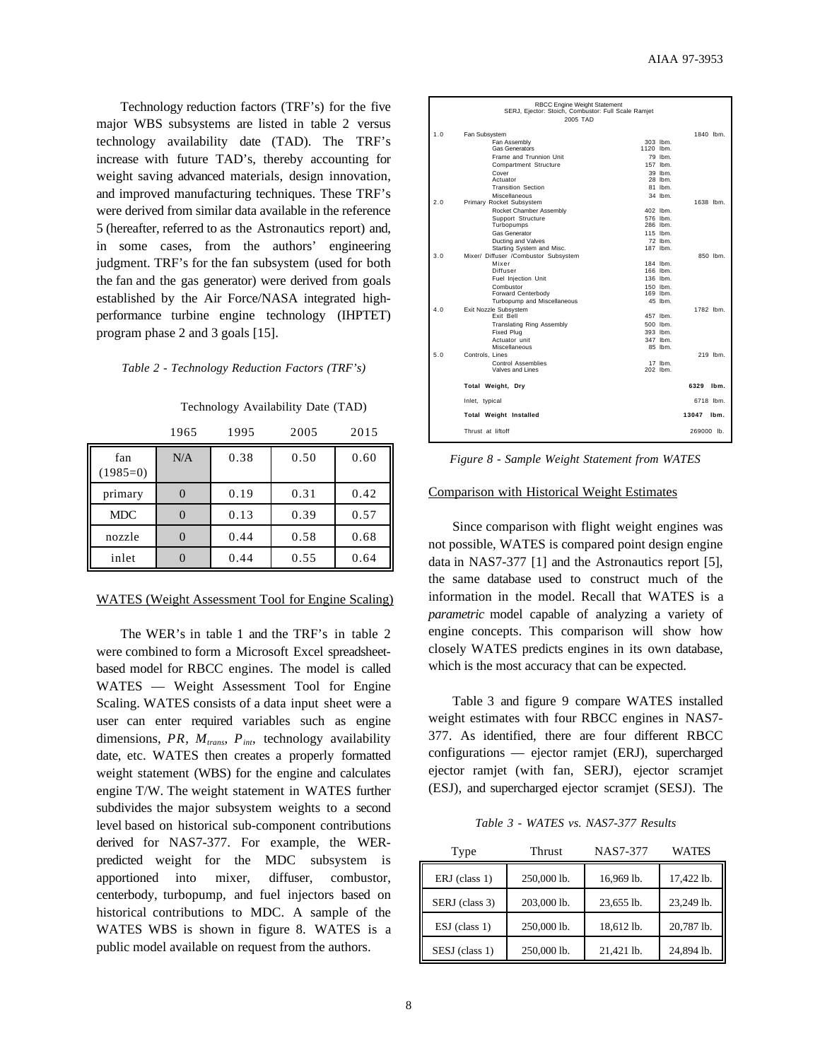Technology reduction factors (TRF's) for the five major WBS subsystems are listed in table 2 versus technology availability date (TAD). The TRF's increase with future TAD's, thereby accounting for weight saving advanced materials, design innovation, and improved manufacturing techniques. These TRF's were derived from similar data available in the reference 5 (hereafter, referred to as the Astronautics report) and, in some cases, from the authors' engineering judgment. TRF's for the fan subsystem (used for both the fan and the gas generator) were derived from goals established by the Air Force/NASA integrated high-performance turbine engine technology (IHPTET) program phase 2 and 3 goals [15].

*Table 2 - Technology Reduction Factors (TRF's)*

| | Technology Availability Date (TAD) | | | |
|---|---|---|---|---|
| | 1965 | 1995 | 2005 | 2015 |
| fan (1985=0) | N/A | 0.38 | 0.50 | 0.60 |
| primary | 0 | 0.19 | 0.31 | 0.42 |
| MDC | 0 | 0.13 | 0.39 | 0.57 |
| nozzle | 0 | 0.44 | 0.58 | 0.68 |
| inlet | 0 | 0.44 | 0.55 | 0.64 |

## WATES (Weight Assessment Tool for Engine Scaling)

The WER's in table 1 and the TRF's in table 2 were combined to form a Microsoft Excel spreadsheet-based model for RBCC engines. The model is called WATES — Weight Assessment Tool for Engine Scaling. WATES consists of a data input sheet were a user can enter required variables such as engine dimensions, $PR$, $M_{trans}$, $P_{int}$, technology availability date, etc. WATES then creates a properly formatted weight statement (WBS) for the engine and calculates engine T/W. The weight statement in WATES further subdivides the major subsystem weights to a second level based on historical sub-component contributions derived for NAS7-377. For example, the WER-predicted weight for the MDC subsystem is apportioned into mixer, diffuser, combustor, centerbody, turbopump, and fuel injectors based on historical contributions to MDC. A sample of the WATES WBS is shown in figure 8. WATES is a public model available on request from the authors.

RBCC Engine Weight Statement
SERJ, Ejector: Stoich, Combustor: Full Scale Ramjet
2005 TAD

| | Item | Component | Subsystem |
|---|---|---|---|
| 1.0 | Fan Subsystem | | 1840 lbm. |
| | Fan Assembly | 303 lbm. | |
| | Gas Generators | 1120 lbm. | |
| | Frame and Trunnion Unit | 79 lbm. | |
| | Compartment Structure | 157 lbm. | |
| | Cover | 39 lbm. | |
| | Actuator | 28 lbm. | |
| | Transition Section | 81 lbm. | |
| | Miscellaneous | 34 lbm. | |
| 2.0 | Primary Rocket Subsystem | | 1638 lbm. |
| | Rocket Chamber Assembly | 402 lbm. | |
| | Support Structure | 576 lbm. | |
| | Turbopumps | 286 lbm. | |
| | Gas Generator | 115 lbm. | |
| | Ducting and Valves | 72 lbm. | |
| | Starting System and Misc. | 187 lbm. | |
| 3.0 | Mixer/ Diffuser /Combustor Subsystem | | 850 lbm. |
| | Mixer | 184 lbm. | |
| | Diffuser | 166 lbm. | |
| | Fuel Injection Unit | 136 lbm. | |
| | Combustor | 150 lbm. | |
| | Forward Centerbody | 169 lbm. | |
| | Turbopump and Miscellaneous | 45 lbm. | |
| 4.0 | Exit Nozzle Subsystem | | 1782 lbm. |
| | Exit Bell | 457 lbm. | |
| | Translating Ring Assembly | 500 lbm. | |
| | Fixed Plug | 393 lbm. | |
| | Actuator unit | 347 lbm. | |
| | Miscellaneous | 85 lbm. | |
| 5.0 | Controls, Lines | | 219 lbm. |
| | Control Assemblies | 17 lbm. | |
| | Valves and Lines | 202 lbm. | |
| | **Total Weight, Dry** | | **6329 lbm.** |
| | Inlet, typical | | 6718 lbm. |
| | **Total Weight Installed** | | **13047 lbm.** |
| | Thrust at liftoff | | 269000 lb. |

*Figure 8 - Sample Weight Statement from WATES*

## Comparison with Historical Weight Estimates

Since comparison with flight weight engines was not possible, WATES is compared point design engine data in NAS7-377 [1] and the Astronautics report [5], the same database used to construct much of the information in the model. Recall that WATES is a *parametric* model capable of analyzing a variety of engine concepts. This comparison will show how closely WATES predicts engines in its own database, which is the most accuracy that can be expected.

Table 3 and figure 9 compare WATES installed weight estimates with four RBCC engines in NAS7-377. As identified, there are four different RBCC configurations — ejector ramjet (ERJ), supercharged ejector ramjet (with fan, SERJ), ejector scramjet (ESJ), and supercharged ejector scramjet (SESJ). The

*Table 3 - WATES vs. NAS7-377 Results*

| Type | Thrust | NAS7-377 | WATES |
|---|---|---|---|
| ERJ (class 1) | 250,000 lb. | 16,969 lb. | 17,422 lb. |
| SERJ (class 3) | 203,000 lb. | 23,655 lb. | 23,249 lb. |
| ESJ (class 1) | 250,000 lb. | 18,612 lb. | 20,787 lb. |
| SESJ (class 1) | 250,000 lb. | 21,421 lb. | 24,894 lb. |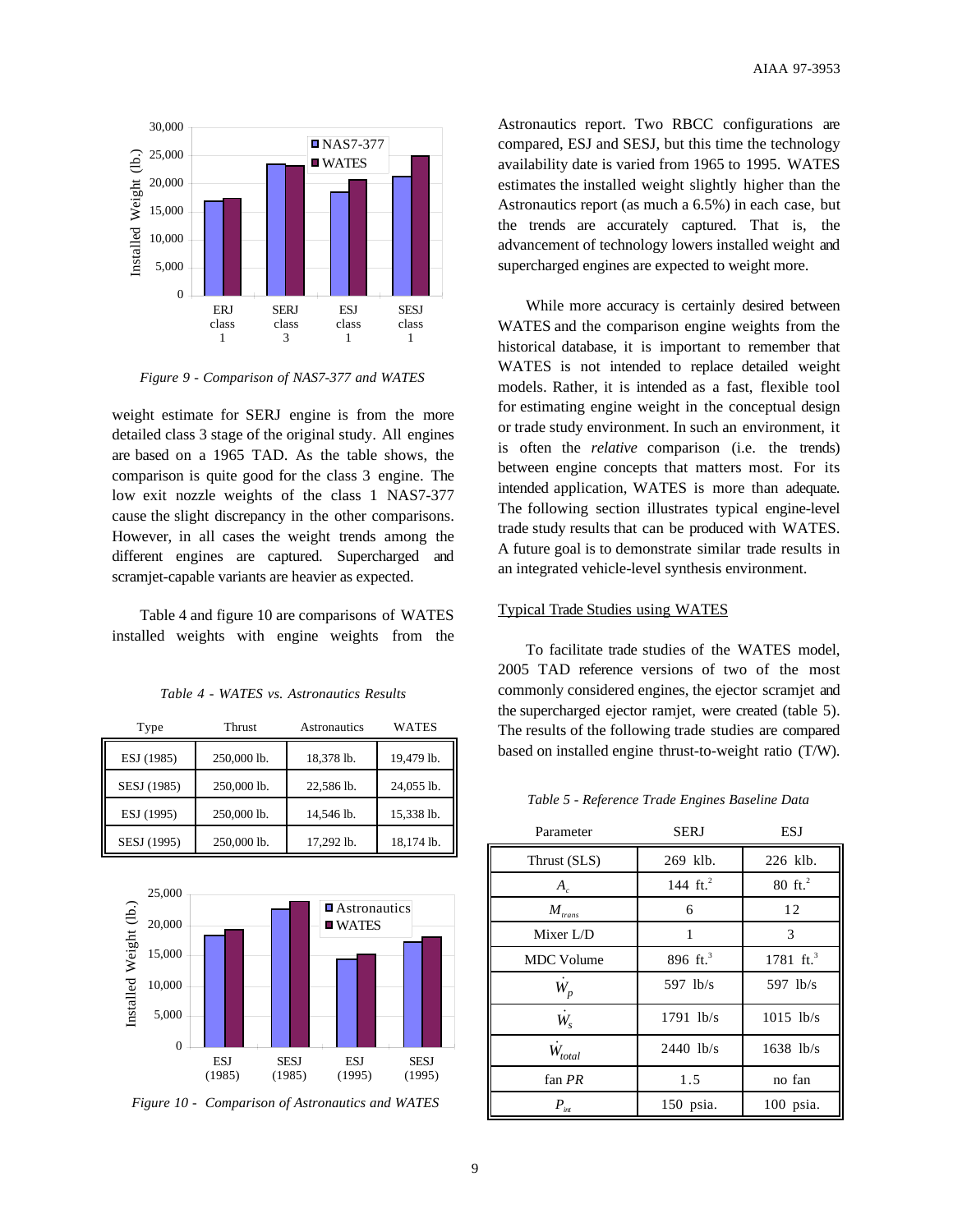Figure 9 - Comparison of NAS7-377 and WATES

weight estimate for SERJ engine is from the more detailed class 3 stage of the original study. All engines are based on a 1965 TAD. As the table shows, the comparison is quite good for the class 3 engine. The low exit nozzle weights of the class 1 NAS7-377 cause the slight discrepancy in the other comparisons. However, in all cases the weight trends among the different engines are captured. Supercharged and scramjet-capable variants are heavier as expected.

Table 4 and figure 10 are comparisons of WATES installed weights with engine weights from the Astronautics report. Two RBCC configurations are compared, ESJ and SESJ, but this time the technology availability date is varied from 1965 to 1995. WATES estimates the installed weight slightly higher than the Astronautics report (as much a 6.5%) in each case, but the trends are accurately captured. That is, the advancement of technology lowers installed weight and supercharged engines are expected to weight more.

*Table 4 - WATES vs. Astronautics Results*

| Type | Thrust | Astronautics | WATES |
|---|---|---|---|
| ESJ (1985) | 250,000 lb. | 18,378 lb. | 19,479 lb. |
| SESJ (1985) | 250,000 lb. | 22,586 lb. | 24,055 lb. |
| ESJ (1995) | 250,000 lb. | 14,546 lb. | 15,338 lb. |
| SESJ (1995) | 250,000 lb. | 17,292 lb. | 18,174 lb. |

*Figure 10 - Comparison of Astronautics and WATES*

While more accuracy is certainly desired between WATES and the comparison engine weights from the historical database, it is important to remember that WATES is not intended to replace detailed weight models. Rather, it is intended as a fast, flexible tool for estimating engine weight in the conceptual design or trade study environment. In such an environment, it is often the *relative* comparison (i.e. the trends) between engine concepts that matters most. For its intended application, WATES is more than adequate. The following section illustrates typical engine-level trade study results that can be produced with WATES. A future goal is to demonstrate similar trade results in an integrated vehicle-level synthesis environment.

## Typical Trade Studies using WATES

To facilitate trade studies of the WATES model, 2005 TAD reference versions of two of the most commonly considered engines, the ejector scramjet and the supercharged ejector ramjet, were created (table 5). The results of the following trade studies are compared based on installed engine thrust-to-weight ratio (T/W).

*Table 5 - Reference Trade Engines Baseline Data*

| Parameter | SERJ | ESJ |
|---|---|---|
| Thrust (SLS) | 269 klb. | 226 klb. |
| $A_c$ | 144 ft.$^2$ | 80 ft.$^2$ |
| $M_{trans}$ | 6 | 12 |
| Mixer L/D | 1 | 3 |
| MDC Volume | 896 ft.$^3$ | 1781 ft.$^3$ |
| $\dot{W}_p$ | 597 lb/s | 597 lb/s |
| $\dot{W}_s$ | 1791 lb/s | 1015 lb/s |
| $\dot{W}_{total}$ | 2440 lb/s | 1638 lb/s |
| fan *PR* | 1.5 | no fan |
| $P_{int}$ | 150 psia. | 100 psia. |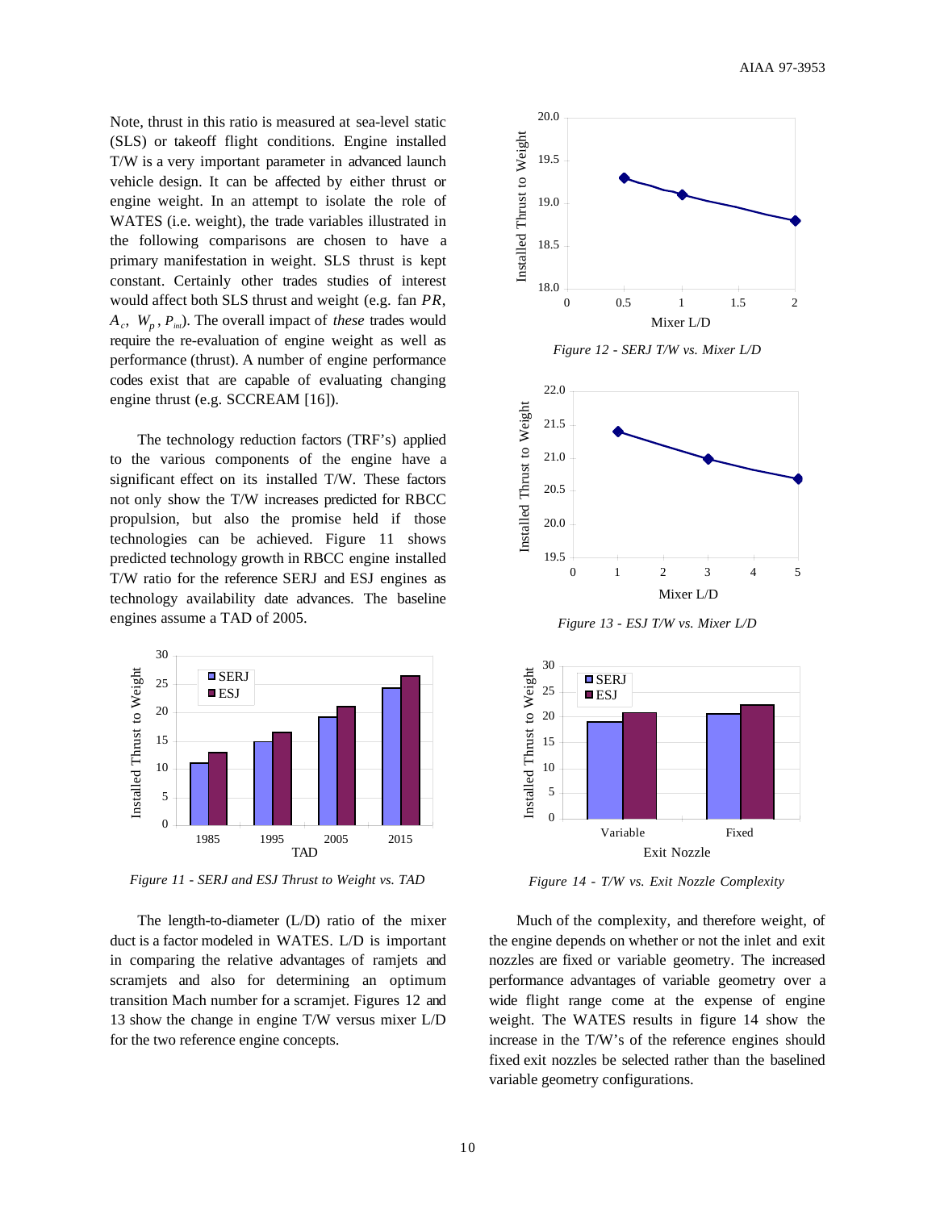Note, thrust in this ratio is measured at sea-level static (SLS) or takeoff flight conditions. Engine installed T/W is a very important parameter in advanced launch vehicle design. It can be affected by either thrust or engine weight. In an attempt to isolate the role of WATES (i.e. weight), the trade variables illustrated in the following comparisons are chosen to have a primary manifestation in weight. SLS thrust is kept constant. Certainly other trades studies of interest would affect both SLS thrust and weight (e.g. fan $PR$, $A_c$, $W_p$, $P_{int}$). The overall impact of *these* trades would require the re-evaluation of engine weight as well as performance (thrust). A number of engine performance codes exist that are capable of evaluating changing engine thrust (e.g. SCCREAM [16]).

The technology reduction factors (TRF's) applied to the various components of the engine have a significant effect on its installed T/W. These factors not only show the T/W increases predicted for RBCC propulsion, but also the promise held if those technologies can be achieved. Figure 11 shows predicted technology growth in RBCC engine installed T/W ratio for the reference SERJ and ESJ engines as technology availability date advances. The baseline engines assume a TAD of 2005.

*Figure 11 - SERJ and ESJ Thrust to Weight vs. TAD*

The length-to-diameter (L/D) ratio of the mixer duct is a factor modeled in WATES. L/D is important in comparing the relative advantages of ramjets and scramjets and also for determining an optimum transition Mach number for a scramjet. Figures 12 and 13 show the change in engine T/W versus mixer L/D for the two reference engine concepts.

*Figure 12 - SERJ T/W vs. Mixer L/D*

*Figure 13 - ESJ T/W vs. Mixer L/D*

*Figure 14 - T/W vs. Exit Nozzle Complexity*

Much of the complexity, and therefore weight, of the engine depends on whether or not the inlet and exit nozzles are fixed or variable geometry. The increased performance advantages of variable geometry over a wide flight range come at the expense of engine weight. The WATES results in figure 14 show the increase in the T/W's of the reference engines should fixed exit nozzles be selected rather than the baselined variable geometry configurations.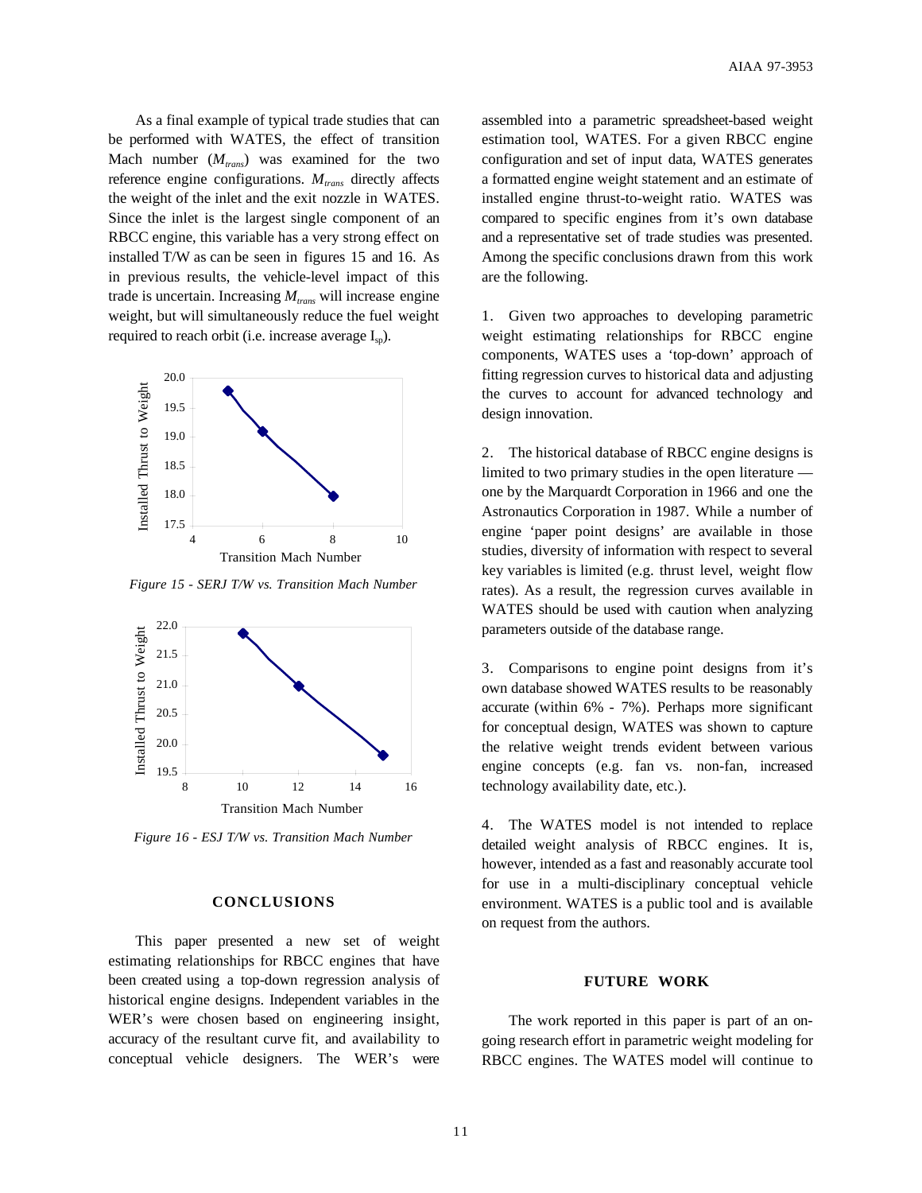As a final example of typical trade studies that can be performed with WATES, the effect of transition Mach number ($M_{trans}$) was examined for the two reference engine configurations. $M_{trans}$ directly affects the weight of the inlet and the exit nozzle in WATES. Since the inlet is the largest single component of an RBCC engine, this variable has a very strong effect on installed T/W as can be seen in figures 15 and 16. As in previous results, the vehicle-level impact of this trade is uncertain. Increasing $M_{trans}$ will increase engine weight, but will simultaneously reduce the fuel weight required to reach orbit (i.e. increase average $I_{sp}$).

*Figure 15 - SERJ T/W vs. Transition Mach Number*

*Figure 16 - ESJ T/W vs. Transition Mach Number*

## CONCLUSIONS

This paper presented a new set of weight estimating relationships for RBCC engines that have been created using a top-down regression analysis of historical engine designs. Independent variables in the WER's were chosen based on engineering insight, accuracy of the resultant curve fit, and availability to conceptual vehicle designers. The WER's were assembled into a parametric spreadsheet-based weight estimation tool, WATES. For a given RBCC engine configuration and set of input data, WATES generates a formatted engine weight statement and an estimate of installed engine thrust-to-weight ratio. WATES was compared to specific engines from it's own database and a representative set of trade studies was presented. Among the specific conclusions drawn from this work are the following.

1. Given two approaches to developing parametric weight estimating relationships for RBCC engine components, WATES uses a 'top-down' approach of fitting regression curves to historical data and adjusting the curves to account for advanced technology and design innovation.

2. The historical database of RBCC engine designs is limited to two primary studies in the open literature — one by the Marquardt Corporation in 1966 and one the Astronautics Corporation in 1987. While a number of engine 'paper point designs' are available in those studies, diversity of information with respect to several key variables is limited (e.g. thrust level, weight flow rates). As a result, the regression curves available in WATES should be used with caution when analyzing parameters outside of the database range.

3. Comparisons to engine point designs from it's own database showed WATES results to be reasonably accurate (within 6% - 7%). Perhaps more significant for conceptual design, WATES was shown to capture the relative weight trends evident between various engine concepts (e.g. fan vs. non-fan, increased technology availability date, etc.).

4. The WATES model is not intended to replace detailed weight analysis of RBCC engines. It is, however, intended as a fast and reasonably accurate tool for use in a multi-disciplinary conceptual vehicle environment. WATES is a public tool and is available on request from the authors.

## FUTURE WORK

The work reported in this paper is part of an on-going research effort in parametric weight modeling for RBCC engines. The WATES model will continue to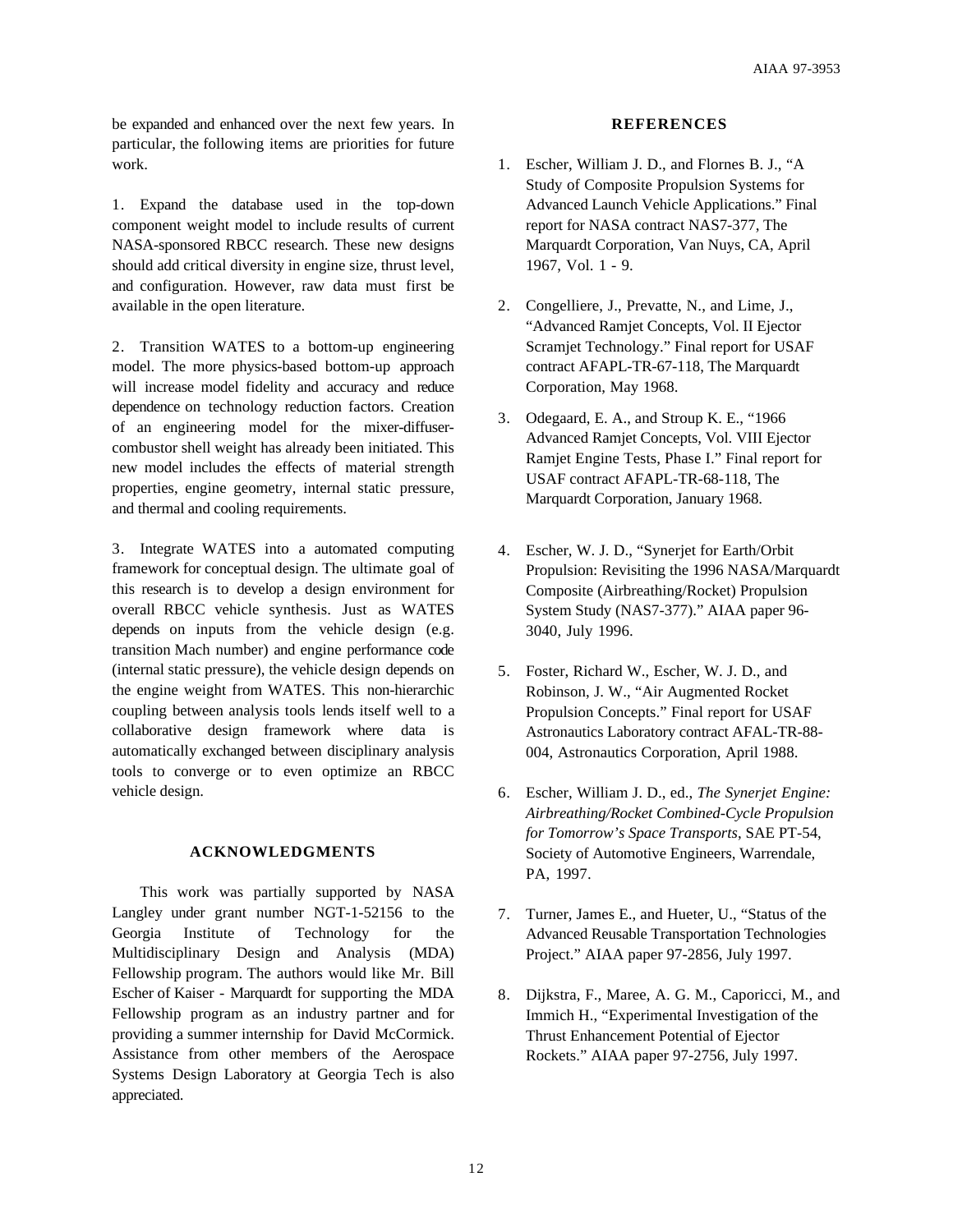be expanded and enhanced over the next few years. In particular, the following items are priorities for future work.

1. Expand the database used in the top-down component weight model to include results of current NASA-sponsored RBCC research. These new designs should add critical diversity in engine size, thrust level, and configuration. However, raw data must first be available in the open literature.

2. Transition WATES to a bottom-up engineering model. The more physics-based bottom-up approach will increase model fidelity and accuracy and reduce dependence on technology reduction factors. Creation of an engineering model for the mixer-diffuser-combustor shell weight has already been initiated. This new model includes the effects of material strength properties, engine geometry, internal static pressure, and thermal and cooling requirements.

3. Integrate WATES into a automated computing framework for conceptual design. The ultimate goal of this research is to develop a design environment for overall RBCC vehicle synthesis. Just as WATES depends on inputs from the vehicle design (e.g. transition Mach number) and engine performance code (internal static pressure), the vehicle design depends on the engine weight from WATES. This non-hierarchic coupling between analysis tools lends itself well to a collaborative design framework where data is automatically exchanged between disciplinary analysis tools to converge or to even optimize an RBCC vehicle design.

## ACKNOWLEDGMENTS

This work was partially supported by NASA Langley under grant number NGT-1-52156 to the Georgia Institute of Technology for the Multidisciplinary Design and Analysis (MDA) Fellowship program. The authors would like Mr. Bill Escher of Kaiser - Marquardt for supporting the MDA Fellowship program as an industry partner and for providing a summer internship for David McCormick. Assistance from other members of the Aerospace Systems Design Laboratory at Georgia Tech is also appreciated.

## REFERENCES

1. Escher, William J. D., and Flornes B. J., "A Study of Composite Propulsion Systems for Advanced Launch Vehicle Applications." Final report for NASA contract NAS7-377, The Marquardt Corporation, Van Nuys, CA, April 1967, Vol. 1 - 9.

2. Congelliere, J., Prevatte, N., and Lime, J., "Advanced Ramjet Concepts, Vol. II Ejector Scramjet Technology." Final report for USAF contract AFAPL-TR-67-118, The Marquardt Corporation, May 1968.

3. Odegaard, E. A., and Stroup K. E., "1966 Advanced Ramjet Concepts, Vol. VIII Ejector Ramjet Engine Tests, Phase I." Final report for USAF contract AFAPL-TR-68-118, The Marquardt Corporation, January 1968.

4. Escher, W. J. D., "Synerjet for Earth/Orbit Propulsion: Revisiting the 1996 NASA/Marquardt Composite (Airbreathing/Rocket) Propulsion System Study (NAS7-377)." AIAA paper 96-3040, July 1996.

5. Foster, Richard W., Escher, W. J. D., and Robinson, J. W., "Air Augmented Rocket Propulsion Concepts." Final report for USAF Astronautics Laboratory contract AFAL-TR-88-004, Astronautics Corporation, April 1988.

6. Escher, William J. D., ed., *The Synerjet Engine: Airbreathing/Rocket Combined-Cycle Propulsion for Tomorrow's Space Transports*, SAE PT-54, Society of Automotive Engineers, Warrendale, PA, 1997.

7. Turner, James E., and Hueter, U., "Status of the Advanced Reusable Transportation Technologies Project." AIAA paper 97-2856, July 1997.

8. Dijkstra, F., Maree, A. G. M., Caporicci, M., and Immich H., "Experimental Investigation of the Thrust Enhancement Potential of Ejector Rockets." AIAA paper 97-2756, July 1997.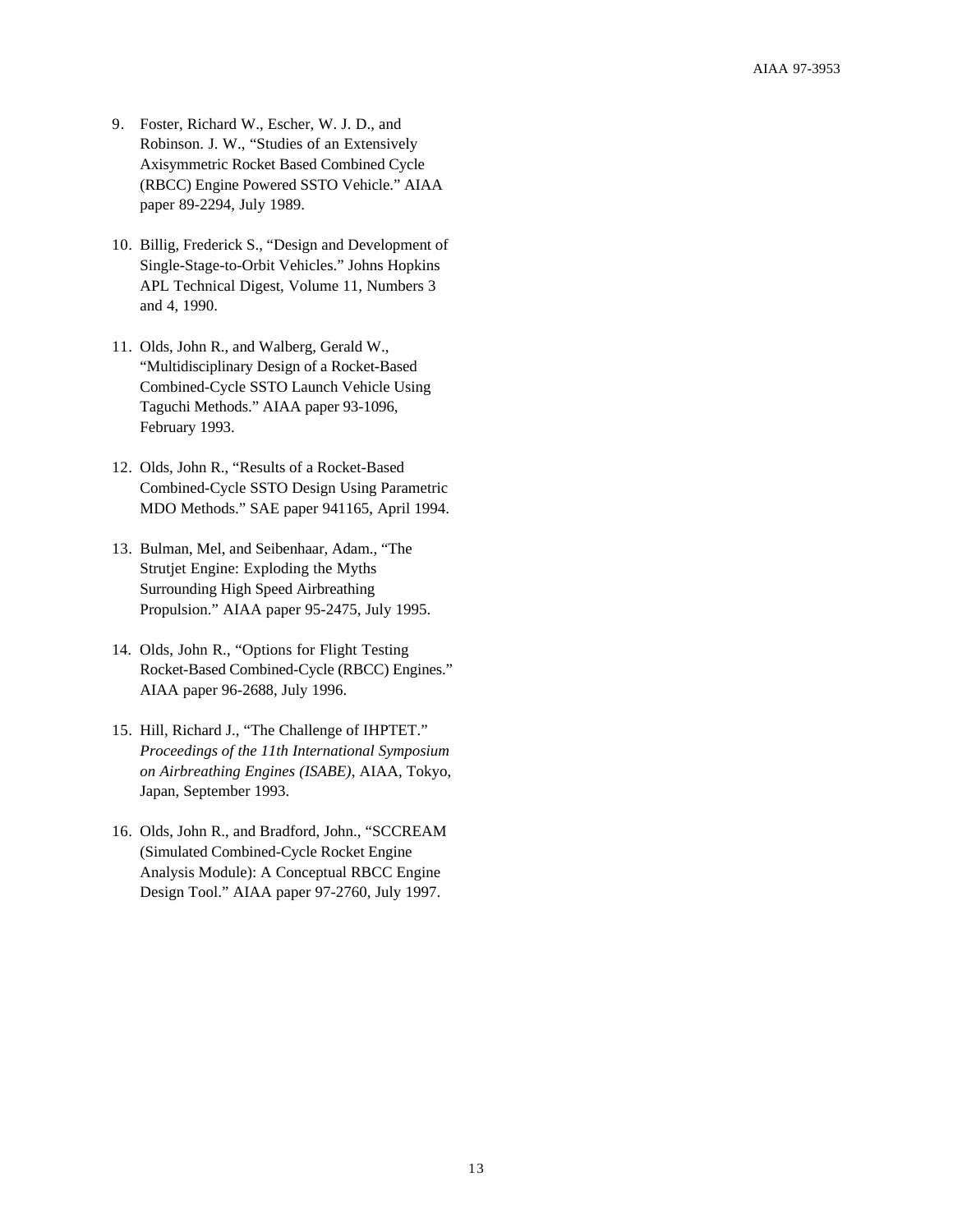9. Foster, Richard W., Escher, W. J. D., and Robinson. J. W., "Studies of an Extensively Axisymmetric Rocket Based Combined Cycle (RBCC) Engine Powered SSTO Vehicle." AIAA paper 89-2294, July 1989.

10. Billig, Frederick S., "Design and Development of Single-Stage-to-Orbit Vehicles." Johns Hopkins APL Technical Digest, Volume 11, Numbers 3 and 4, 1990.

11. Olds, John R., and Walberg, Gerald W., "Multidisciplinary Design of a Rocket-Based Combined-Cycle SSTO Launch Vehicle Using Taguchi Methods." AIAA paper 93-1096, February 1993.

12. Olds, John R., "Results of a Rocket-Based Combined-Cycle SSTO Design Using Parametric MDO Methods." SAE paper 941165, April 1994.

13. Bulman, Mel, and Seibenhaar, Adam., "The Strutjet Engine: Exploding the Myths Surrounding High Speed Airbreathing Propulsion." AIAA paper 95-2475, July 1995.

14. Olds, John R., "Options for Flight Testing Rocket-Based Combined-Cycle (RBCC) Engines." AIAA paper 96-2688, July 1996.

15. Hill, Richard J., "The Challenge of IHPTET." *Proceedings of the 11th International Symposium on Airbreathing Engines (ISABE)*, AIAA, Tokyo, Japan, September 1993.

16. Olds, John R., and Bradford, John., "SCCREAM (Simulated Combined-Cycle Rocket Engine Analysis Module): A Conceptual RBCC Engine Design Tool." AIAA paper 97-2760, July 1997.